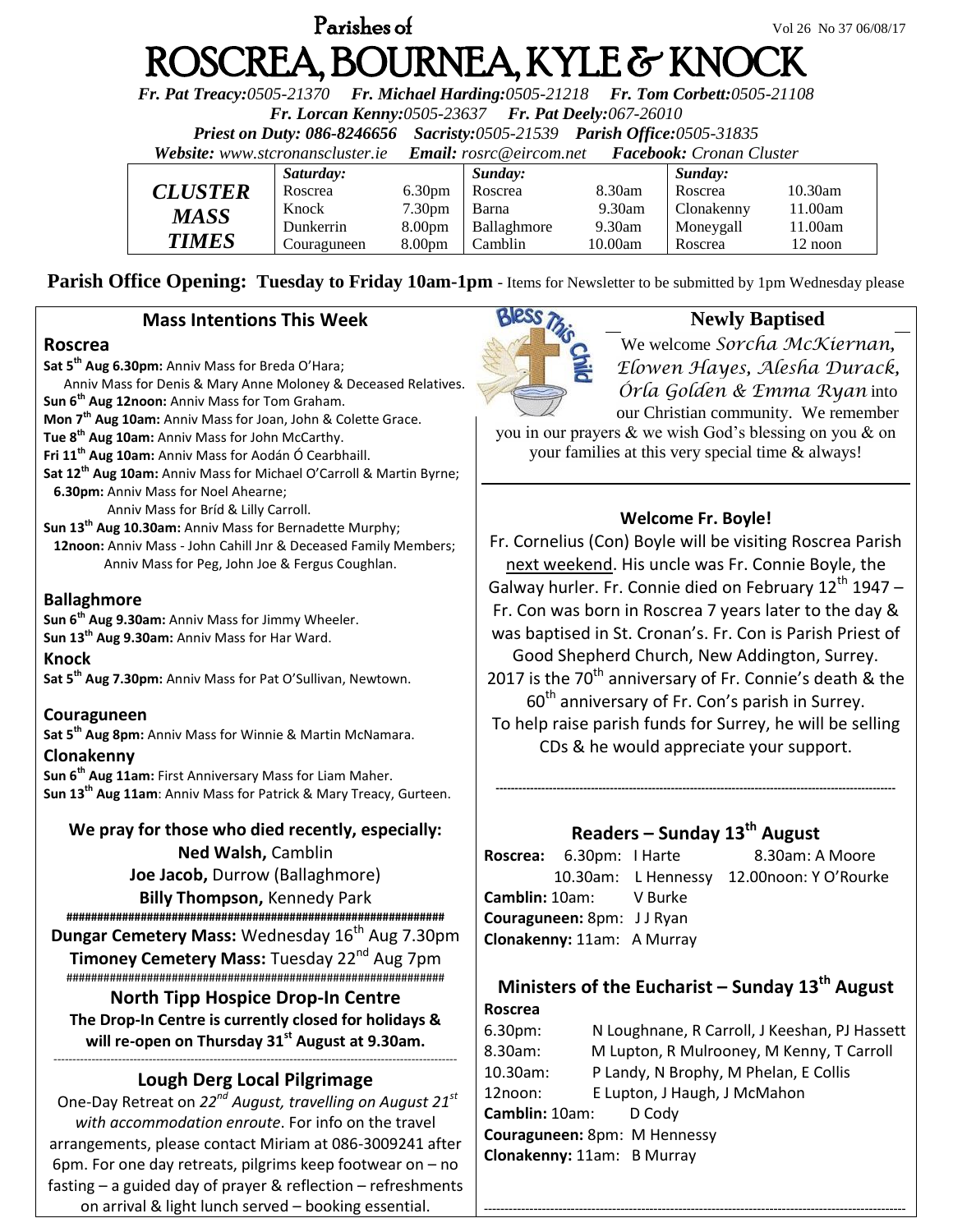Parishes of

# ROSCREA, BOURNEA, KYLE & KNOCK

Vol 26 No 37 06/08/17

***Fr. Pat Treacy:**0505-21370* ***Fr. Michael Harding:**0505-21218* ***Fr. Tom Corbett:**0505-21108*
***Fr. Lorcan Kenny:**0505-23637* ***Fr. Pat Deely:**067-26010*
***Priest on Duty:** 086-8246656* ***Sacristy:**0505-21539* ***Parish Office:**0505-31835*
***Website:** www.stcronanscluster.ie* ***Email:** rosrc@eircom.net* ***Facebook:** Cronan Cluster*

| CLUSTER MASS TIMES | Saturday: | | Sunday: | | Sunday: | |
|---|---|---|---|---|---|---|
| | Roscrea | 6.30pm | Roscrea | 8.30am | Roscrea | 10.30am |
| | Knock | 7.30pm | Barna | 9.30am | Clonakenny | 11.00am |
| | Dunkerrin | 8.00pm | Ballaghmore | 9.30am | Moneygall | 11.00am |
| | Couraguneen | 8.00pm | Camblin | 10.00am | Roscrea | 12 noon |

**Parish Office Opening: Tuesday to Friday 10am-1pm** - Items for Newsletter to be submitted by 1pm Wednesday please

## Mass Intentions This Week

### Roscrea

**Sat 5th Aug 6.30pm:** Anniv Mass for Breda O'Hara;
Anniv Mass for Denis & Mary Anne Moloney & Deceased Relatives.
**Sun 6th Aug 12noon:** Anniv Mass for Tom Graham.
**Mon 7th Aug 10am:** Anniv Mass for Joan, John & Colette Grace.
**Tue 8th Aug 10am:** Anniv Mass for John McCarthy.
**Fri 11th Aug 10am:** Anniv Mass for Aodán Ó Cearbhaill.
**Sat 12th Aug 10am:** Anniv Mass for Michael O'Carroll & Martin Byrne;
**6.30pm:** Anniv Mass for Noel Ahearne;
Anniv Mass for Bríd & Lilly Carroll.
**Sun 13th Aug 10.30am:** Anniv Mass for Bernadette Murphy;
**12noon:** Anniv Mass - John Cahill Jnr & Deceased Family Members;
Anniv Mass for Peg, John Joe & Fergus Coughlan.

### Ballaghmore

**Sun 6th Aug 9.30am:** Anniv Mass for Jimmy Wheeler.
**Sun 13th Aug 9.30am:** Anniv Mass for Har Ward.

### Knock

**Sat 5th Aug 7.30pm:** Anniv Mass for Pat O'Sullivan, Newtown.

### Couraguneen

**Sat 5th Aug 8pm:** Anniv Mass for Winnie & Martin McNamara.

### Clonakenny

**Sun 6th Aug 11am:** First Anniversary Mass for Liam Maher.
**Sun 13th Aug 11am**: Anniv Mass for Patrick & Mary Treacy, Gurteen.

**We pray for those who died recently, especially:**
**Ned Walsh,** Camblin
**Joe Jacob,** Durrow (Ballaghmore)
**Billy Thompson,** Kennedy Park

**Dungar Cemetery Mass:** Wednesday 16th Aug 7.30pm
**Timoney Cemetery Mass:** Tuesday 22nd Aug 7pm

## North Tipp Hospice Drop-In Centre

**The Drop-In Centre is currently closed for holidays & will re-open on Thursday 31st August at 9.30am.**

## Lough Derg Local Pilgrimage

One-Day Retreat on *22nd August, travelling on August 21st with accommodation enroute*. For info on the travel arrangements, please contact Miriam at 086-3009241 after 6pm. For one day retreats, pilgrims keep footwear on – no fasting – a guided day of prayer & reflection – refreshments on arrival & light lunch served – booking essential.

## Newly Baptised

We welcome *Sorcha McKiernan, Elowen Hayes, Alesha Durack, Órla Golden & Emma Ryan* into our Christian community. We remember you in our prayers & we wish God's blessing on you & on your families at this very special time & always!

## Welcome Fr. Boyle!

Fr. Cornelius (Con) Boyle will be visiting Roscrea Parish next weekend. His uncle was Fr. Connie Boyle, the Galway hurler. Fr. Connie died on February 12th 1947 – Fr. Con was born in Roscrea 7 years later to the day & was baptised in St. Cronan's. Fr. Con is Parish Priest of Good Shepherd Church, New Addington, Surrey. 2017 is the 70th anniversary of Fr. Connie's death & the 60th anniversary of Fr. Con's parish in Surrey. To help raise parish funds for Surrey, he will be selling CDs & he would appreciate your support.

## Readers – Sunday 13th August

**Roscrea:** 6.30pm: I Harte 8.30am: A Moore
10.30am: L Hennessy 12.00noon: Y O'Rourke
**Camblin:** 10am: V Burke
**Couraguneen:** 8pm: J J Ryan
**Clonakenny:** 11am: A Murray

## Ministers of the Eucharist – Sunday 13th August

**Roscrea**
6.30pm: N Loughnane, R Carroll, J Keeshan, PJ Hassett
8.30am: M Lupton, R Mulrooney, M Kenny, T Carroll
10.30am: P Landy, N Brophy, M Phelan, E Collis
12noon: E Lupton, J Haugh, J McMahon
**Camblin:** 10am: D Cody
**Couraguneen:** 8pm: M Hennessy
**Clonakenny:** 11am: B Murray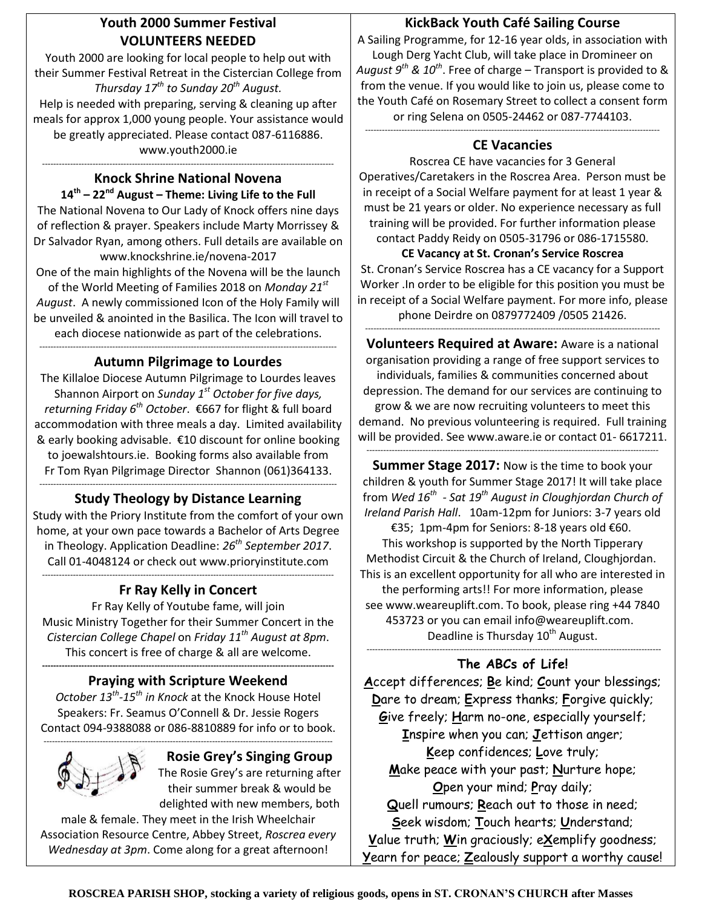## Youth 2000 Summer Festival VOLUNTEERS NEEDED

Youth 2000 are looking for local people to help out with their Summer Festival Retreat in the Cistercian College from *Thursday 17th to Sunday 20th August.*
Help is needed with preparing, serving & cleaning up after meals for approx 1,000 young people. Your assistance would be greatly appreciated. Please contact 087-6116886. www.youth2000.ie

## Knock Shrine National Novena

**14th – 22nd August – Theme: Living Life to the Full**

The National Novena to Our Lady of Knock offers nine days of reflection & prayer. Speakers include Marty Morrissey & Dr Salvador Ryan, among others. Full details are available on www.knockshrine.ie/novena-2017

One of the main highlights of the Novena will be the launch of the World Meeting of Families 2018 on *Monday 21st August*. A newly commissioned Icon of the Holy Family will be unveiled & anointed in the Basilica. The Icon will travel to each diocese nationwide as part of the celebrations.

## Autumn Pilgrimage to Lourdes

The Killaloe Diocese Autumn Pilgrimage to Lourdes leaves Shannon Airport on *Sunday 1st October for five days, returning Friday 6th October*. €667 for flight & full board accommodation with three meals a day. Limited availability & early booking advisable. €10 discount for online booking to joewalshtours.ie. Booking forms also available from Fr Tom Ryan Pilgrimage Director Shannon (061)364133.

## Study Theology by Distance Learning

Study with the Priory Institute from the comfort of your own home, at your own pace towards a Bachelor of Arts Degree in Theology. Application Deadline: *26th September 2017*. Call 01-4048124 or check out www.prioryinstitute.com

## Fr Ray Kelly in Concert

Fr Ray Kelly of Youtube fame, will join Music Ministry Together for their Summer Concert in the *Cistercian College Chapel* on *Friday 11th August at 8pm*. This concert is free of charge & all are welcome.

## Praying with Scripture Weekend

*October 13th-15th in Knock* at the Knock House Hotel
Speakers: Fr. Seamus O'Connell & Dr. Jessie Rogers
Contact 094-9388088 or 086-8810889 for info or to book.

## Rosie Grey's Singing Group

The Rosie Grey's are returning after their summer break & would be delighted with new members, both male & female. They meet in the Irish Wheelchair Association Resource Centre, Abbey Street, *Roscrea every Wednesday at 3pm*. Come along for a great afternoon!

## KickBack Youth Café Sailing Course

A Sailing Programme, for 12-16 year olds, in association with Lough Derg Yacht Club, will take place in Dromineer on *August 9th & 10th*. Free of charge – Transport is provided to & from the venue. If you would like to join us, please come to the Youth Café on Rosemary Street to collect a consent form or ring Selena on 0505-24462 or 087-7744103.

## CE Vacancies

Roscrea CE have vacancies for 3 General Operatives/Caretakers in the Roscrea Area. Person must be in receipt of a Social Welfare payment for at least 1 year & must be 21 years or older. No experience necessary as full training will be provided. For further information please contact Paddy Reidy on 0505-31796 or 086-1715580.

**CE Vacancy at St. Cronan's Service Roscrea**

St. Cronan's Service Roscrea has a CE vacancy for a Support Worker .In order to be eligible for this position you must be in receipt of a Social Welfare payment. For more info, please phone Deirdre on 0879772409 /0505 21426.

**Volunteers Required at Aware:** Aware is a national organisation providing a range of free support services to individuals, families & communities concerned about depression. The demand for our services are continuing to grow & we are now recruiting volunteers to meet this demand. No previous volunteering is required. Full training will be provided. See www.aware.ie or contact 01- 6617211.

**Summer Stage 2017:** Now is the time to book your children & youth for Summer Stage 2017! It will take place from *Wed 16th - Sat 19th August in Cloughjordan Church of Ireland Parish Hall*. 10am-12pm for Juniors: 3-7 years old €35; 1pm-4pm for Seniors: 8-18 years old €60.
This workshop is supported by the North Tipperary Methodist Circuit & the Church of Ireland, Cloughjordan. This is an excellent opportunity for all who are interested in the performing arts!! For more information, please see www.weareuplift.com. To book, please ring +44 7840 453723 or you can email info@weareuplift.com. Deadline is Thursday 10th August.

## The ABCs of Life!

**A**ccept differences; **B**e kind; **C**ount your blessings;
**D**are to dream; **E**xpress thanks; **F**orgive quickly;
**G**ive freely; **H**arm no-one, especially yourself;
**I**nspire when you can; **J**ettison anger;
**K**eep confidences; **L**ove truly;
**M**ake peace with your past; **N**urture hope;
**O**pen your mind; **P**ray daily;
**Q**uell rumours; **R**each out to those in need;
**S**eek wisdom; **T**ouch hearts; **U**nderstand;
**V**alue truth; **W**in graciously; e**X**emplify goodness;
**Y**earn for peace; **Z**ealously support a worthy cause!

**ROSCREA PARISH SHOP, stocking a variety of religious goods, opens in ST. CRONAN'S CHURCH after Masses**